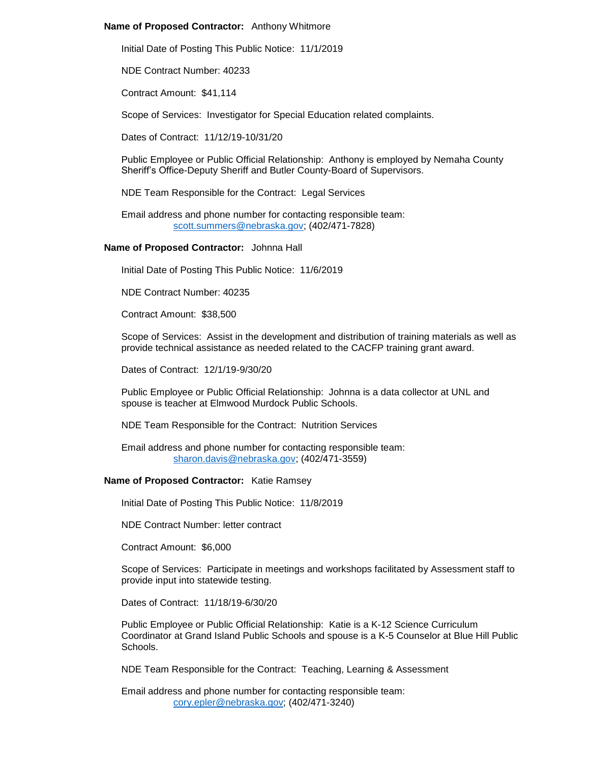**Name of Proposed Contractor:** Anthony Whitmore

Initial Date of Posting This Public Notice: 11/1/2019

NDE Contract Number: 40233

Contract Amount: $41,114

Scope of Services: Investigator for Special Education related complaints.

Dates of Contract: 11/12/19-10/31/20

Public Employee or Public Official Relationship: Anthony is employed by Nemaha County Sheriff's Office-Deputy Sheriff and Butler County-Board of Supervisors.

NDE Team Responsible for the Contract: Legal Services

Email address and phone number for contacting responsible team:
scott.summers@nebraska.gov; (402/471-7828)

**Name of Proposed Contractor:** Johnna Hall

Initial Date of Posting This Public Notice: 11/6/2019

NDE Contract Number: 40235

Contract Amount: $38,500

Scope of Services: Assist in the development and distribution of training materials as well as provide technical assistance as needed related to the CACFP training grant award.

Dates of Contract: 12/1/19-9/30/20

Public Employee or Public Official Relationship: Johnna is a data collector at UNL and spouse is teacher at Elmwood Murdock Public Schools.

NDE Team Responsible for the Contract: Nutrition Services

Email address and phone number for contacting responsible team:
sharon.davis@nebraska.gov; (402/471-3559)

**Name of Proposed Contractor:** Katie Ramsey

Initial Date of Posting This Public Notice: 11/8/2019

NDE Contract Number: letter contract

Contract Amount: $6,000

Scope of Services: Participate in meetings and workshops facilitated by Assessment staff to provide input into statewide testing.

Dates of Contract: 11/18/19-6/30/20

Public Employee or Public Official Relationship: Katie is a K-12 Science Curriculum Coordinator at Grand Island Public Schools and spouse is a K-5 Counselor at Blue Hill Public Schools.

NDE Team Responsible for the Contract: Teaching, Learning & Assessment

Email address and phone number for contacting responsible team:
cory.epler@nebraska.gov; (402/471-3240)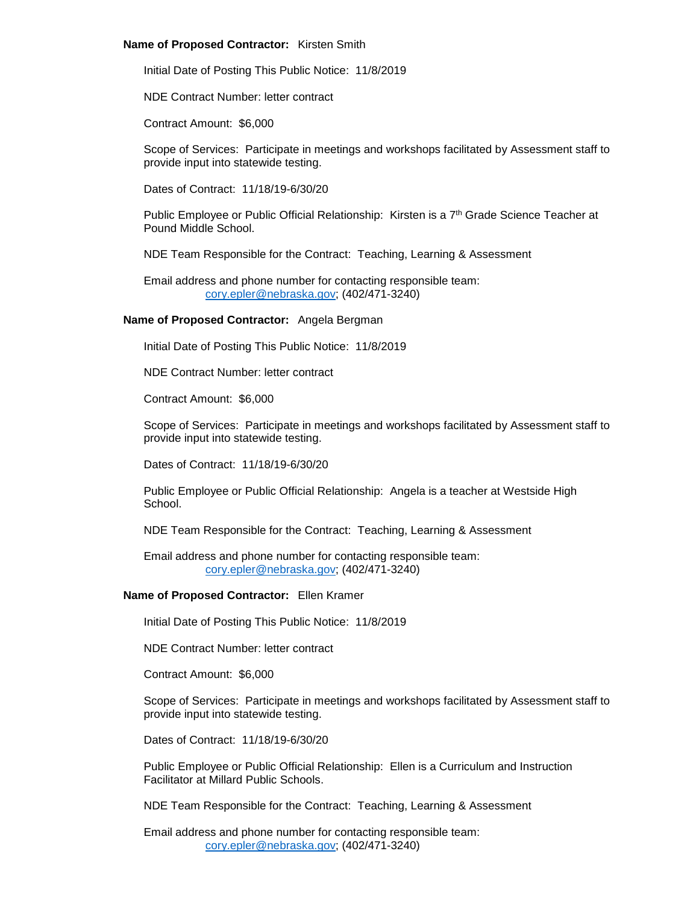**Name of Proposed Contractor:** Kirsten Smith

Initial Date of Posting This Public Notice: 11/8/2019

NDE Contract Number: letter contract

Contract Amount: $6,000

Scope of Services: Participate in meetings and workshops facilitated by Assessment staff to provide input into statewide testing.

Dates of Contract: 11/18/19-6/30/20

Public Employee or Public Official Relationship: Kirsten is a 7th Grade Science Teacher at Pound Middle School.

NDE Team Responsible for the Contract: Teaching, Learning & Assessment

Email address and phone number for contacting responsible team:
cory.epler@nebraska.gov; (402/471-3240)

**Name of Proposed Contractor:** Angela Bergman

Initial Date of Posting This Public Notice: 11/8/2019

NDE Contract Number: letter contract

Contract Amount: $6,000

Scope of Services: Participate in meetings and workshops facilitated by Assessment staff to provide input into statewide testing.

Dates of Contract: 11/18/19-6/30/20

Public Employee or Public Official Relationship: Angela is a teacher at Westside High School.

NDE Team Responsible for the Contract: Teaching, Learning & Assessment

Email address and phone number for contacting responsible team:
cory.epler@nebraska.gov; (402/471-3240)

**Name of Proposed Contractor:** Ellen Kramer

Initial Date of Posting This Public Notice: 11/8/2019

NDE Contract Number: letter contract

Contract Amount: $6,000

Scope of Services: Participate in meetings and workshops facilitated by Assessment staff to provide input into statewide testing.

Dates of Contract: 11/18/19-6/30/20

Public Employee or Public Official Relationship: Ellen is a Curriculum and Instruction Facilitator at Millard Public Schools.

NDE Team Responsible for the Contract: Teaching, Learning & Assessment

Email address and phone number for contacting responsible team:
cory.epler@nebraska.gov; (402/471-3240)